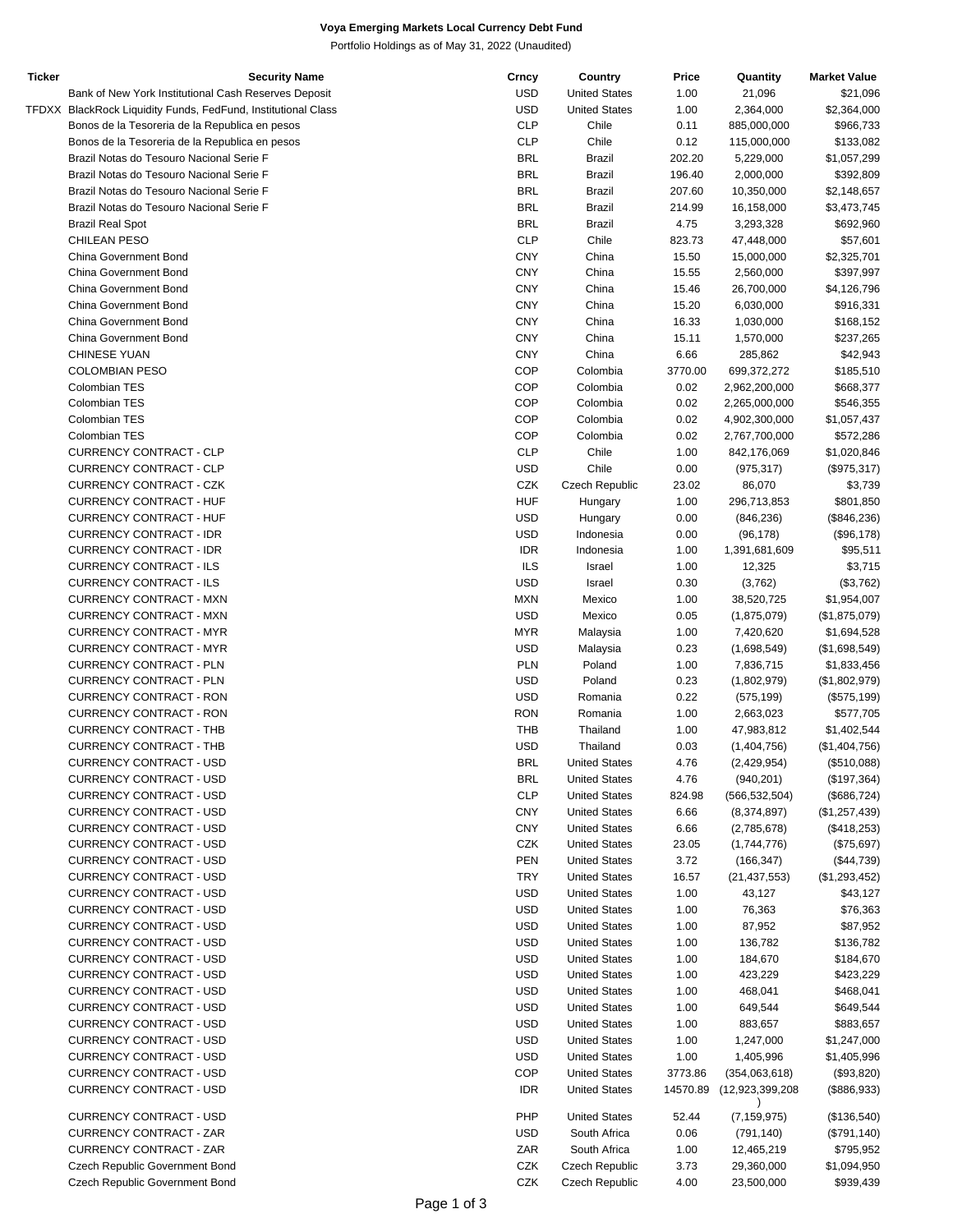**Voya Emerging Markets Local Currency Debt Fund**

Portfolio Holdings as of May 31, 2022 (Unaudited)

| Ticker | Security Name | Crncy | Country | Price | Quantity | Market Value |
|---|---|---|---|---|---|---|
| | Bank of New York Institutional Cash Reserves Deposit | USD | United States | 1.00 | 21,096 | $21,096 |
| TFDXX | BlackRock Liquidity Funds, FedFund, Institutional Class | USD | United States | 1.00 | 2,364,000 | $2,364,000 |
| | Bonos de la Tesoreria de la Republica en pesos | CLP | Chile | 0.11 | 885,000,000 | $966,733 |
| | Bonos de la Tesoreria de la Republica en pesos | CLP | Chile | 0.12 | 115,000,000 | $133,082 |
| | Brazil Notas do Tesouro Nacional Serie F | BRL | Brazil | 202.20 | 5,229,000 | $1,057,299 |
| | Brazil Notas do Tesouro Nacional Serie F | BRL | Brazil | 196.40 | 2,000,000 | $392,809 |
| | Brazil Notas do Tesouro Nacional Serie F | BRL | Brazil | 207.60 | 10,350,000 | $2,148,657 |
| | Brazil Notas do Tesouro Nacional Serie F | BRL | Brazil | 214.99 | 16,158,000 | $3,473,745 |
| | Brazil Real Spot | BRL | Brazil | 4.75 | 3,293,328 | $692,960 |
| | CHILEAN PESO | CLP | Chile | 823.73 | 47,448,000 | $57,601 |
| | China Government Bond | CNY | China | 15.50 | 15,000,000 | $2,325,701 |
| | China Government Bond | CNY | China | 15.55 | 2,560,000 | $397,997 |
| | China Government Bond | CNY | China | 15.46 | 26,700,000 | $4,126,796 |
| | China Government Bond | CNY | China | 15.20 | 6,030,000 | $916,331 |
| | China Government Bond | CNY | China | 16.33 | 1,030,000 | $168,152 |
| | China Government Bond | CNY | China | 15.11 | 1,570,000 | $237,265 |
| | CHINESE YUAN | CNY | China | 6.66 | 285,862 | $42,943 |
| | COLOMBIAN PESO | COP | Colombia | 3770.00 | 699,372,272 | $185,510 |
| | Colombian TES | COP | Colombia | 0.02 | 2,962,200,000 | $668,377 |
| | Colombian TES | COP | Colombia | 0.02 | 2,265,000,000 | $546,355 |
| | Colombian TES | COP | Colombia | 0.02 | 4,902,300,000 | $1,057,437 |
| | Colombian TES | COP | Colombia | 0.02 | 2,767,700,000 | $572,286 |
| | CURRENCY CONTRACT - CLP | CLP | Chile | 1.00 | 842,176,069 | $1,020,846 |
| | CURRENCY CONTRACT - CLP | USD | Chile | 0.00 | (975,317) | ($975,317) |
| | CURRENCY CONTRACT - CZK | CZK | Czech Republic | 23.02 | 86,070 | $3,739 |
| | CURRENCY CONTRACT - HUF | HUF | Hungary | 1.00 | 296,713,853 | $801,850 |
| | CURRENCY CONTRACT - HUF | USD | Hungary | 0.00 | (846,236) | ($846,236) |
| | CURRENCY CONTRACT - IDR | USD | Indonesia | 0.00 | (96,178) | ($96,178) |
| | CURRENCY CONTRACT - IDR | IDR | Indonesia | 1.00 | 1,391,681,609 | $95,511 |
| | CURRENCY CONTRACT - ILS | ILS | Israel | 1.00 | 12,325 | $3,715 |
| | CURRENCY CONTRACT - ILS | USD | Israel | 0.30 | (3,762) | ($3,762) |
| | CURRENCY CONTRACT - MXN | MXN | Mexico | 1.00 | 38,520,725 | $1,954,007 |
| | CURRENCY CONTRACT - MXN | USD | Mexico | 0.05 | (1,875,079) | ($1,875,079) |
| | CURRENCY CONTRACT - MYR | MYR | Malaysia | 1.00 | 7,420,620 | $1,694,528 |
| | CURRENCY CONTRACT - MYR | USD | Malaysia | 0.23 | (1,698,549) | ($1,698,549) |
| | CURRENCY CONTRACT - PLN | PLN | Poland | 1.00 | 7,836,715 | $1,833,456 |
| | CURRENCY CONTRACT - PLN | USD | Poland | 0.23 | (1,802,979) | ($1,802,979) |
| | CURRENCY CONTRACT - RON | USD | Romania | 0.22 | (575,199) | ($575,199) |
| | CURRENCY CONTRACT - RON | RON | Romania | 1.00 | 2,663,023 | $577,705 |
| | CURRENCY CONTRACT - THB | THB | Thailand | 1.00 | 47,983,812 | $1,402,544 |
| | CURRENCY CONTRACT - THB | USD | Thailand | 0.03 | (1,404,756) | ($1,404,756) |
| | CURRENCY CONTRACT - USD | BRL | United States | 4.76 | (2,429,954) | ($510,088) |
| | CURRENCY CONTRACT - USD | BRL | United States | 4.76 | (940,201) | ($197,364) |
| | CURRENCY CONTRACT - USD | CLP | United States | 824.98 | (566,532,504) | ($686,724) |
| | CURRENCY CONTRACT - USD | CNY | United States | 6.66 | (8,374,897) | ($1,257,439) |
| | CURRENCY CONTRACT - USD | CNY | United States | 6.66 | (2,785,678) | ($418,253) |
| | CURRENCY CONTRACT - USD | CZK | United States | 23.05 | (1,744,776) | ($75,697) |
| | CURRENCY CONTRACT - USD | PEN | United States | 3.72 | (166,347) | ($44,739) |
| | CURRENCY CONTRACT - USD | TRY | United States | 16.57 | (21,437,553) | ($1,293,452) |
| | CURRENCY CONTRACT - USD | USD | United States | 1.00 | 43,127 | $43,127 |
| | CURRENCY CONTRACT - USD | USD | United States | 1.00 | 76,363 | $76,363 |
| | CURRENCY CONTRACT - USD | USD | United States | 1.00 | 87,952 | $87,952 |
| | CURRENCY CONTRACT - USD | USD | United States | 1.00 | 136,782 | $136,782 |
| | CURRENCY CONTRACT - USD | USD | United States | 1.00 | 184,670 | $184,670 |
| | CURRENCY CONTRACT - USD | USD | United States | 1.00 | 423,229 | $423,229 |
| | CURRENCY CONTRACT - USD | USD | United States | 1.00 | 468,041 | $468,041 |
| | CURRENCY CONTRACT - USD | USD | United States | 1.00 | 649,544 | $649,544 |
| | CURRENCY CONTRACT - USD | USD | United States | 1.00 | 883,657 | $883,657 |
| | CURRENCY CONTRACT - USD | USD | United States | 1.00 | 1,247,000 | $1,247,000 |
| | CURRENCY CONTRACT - USD | USD | United States | 1.00 | 1,405,996 | $1,405,996 |
| | CURRENCY CONTRACT - USD | COP | United States | 3773.86 | (354,063,618) | ($93,820) |
| | CURRENCY CONTRACT - USD | IDR | United States | 14570.89 | (12,923,399,208) | ($886,933) |
| | CURRENCY CONTRACT - USD | PHP | United States | 52.44 | (7,159,975) | ($136,540) |
| | CURRENCY CONTRACT - ZAR | USD | South Africa | 0.06 | (791,140) | ($791,140) |
| | CURRENCY CONTRACT - ZAR | ZAR | South Africa | 1.00 | 12,465,219 | $795,952 |
| | Czech Republic Government Bond | CZK | Czech Republic | 3.73 | 29,360,000 | $1,094,950 |
| | Czech Republic Government Bond | CZK | Czech Republic | 4.00 | 23,500,000 | $939,439 |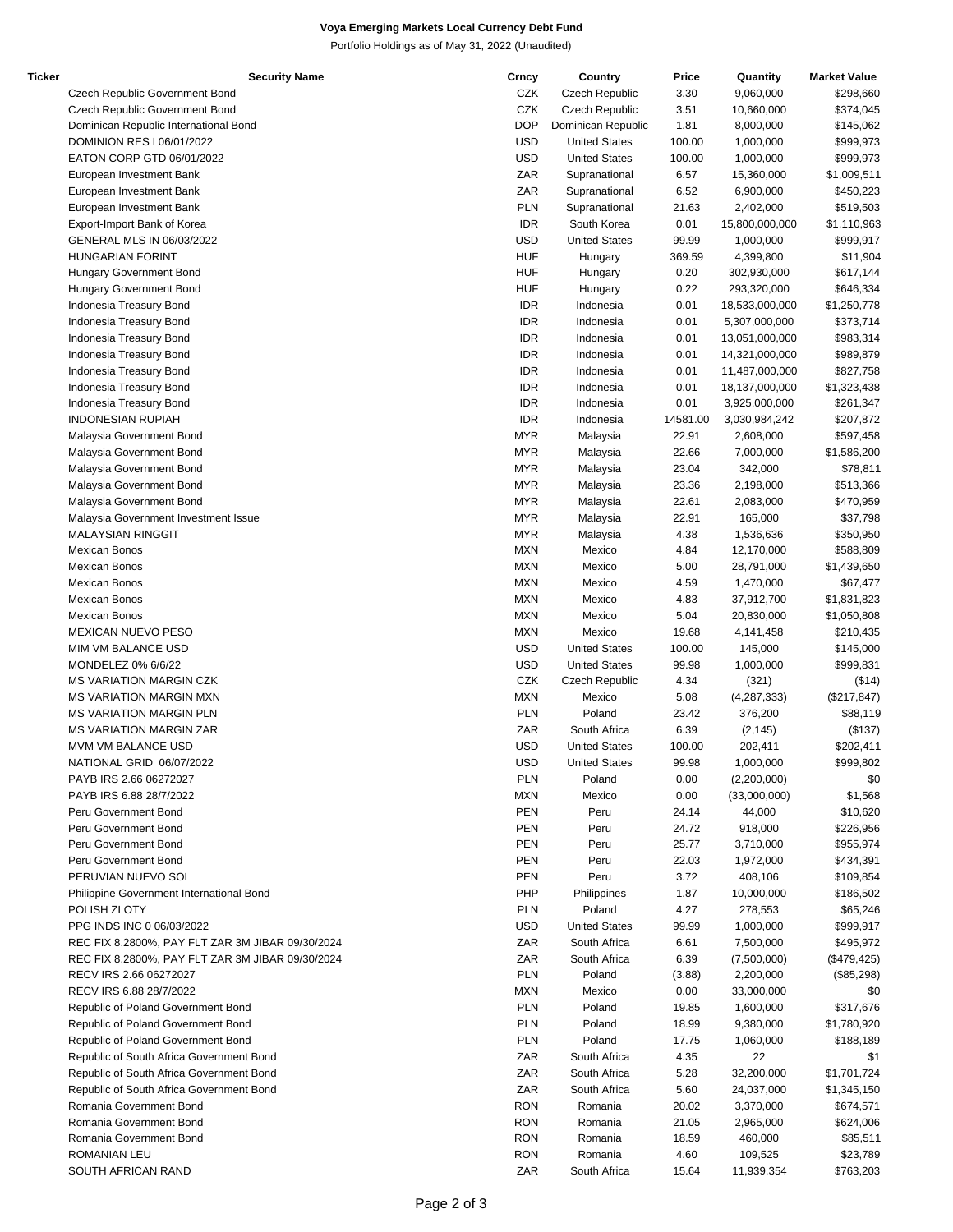**Voya Emerging Markets Local Currency Debt Fund**

Portfolio Holdings as of May 31, 2022 (Unaudited)

| Ticker | Security Name | Crncy | Country | Price | Quantity | Market Value |
|---|---|---|---|---|---|---|
| | Czech Republic Government Bond | CZK | Czech Republic | 3.30 | 9,060,000 | $298,660 |
| | Czech Republic Government Bond | CZK | Czech Republic | 3.51 | 10,660,000 | $374,045 |
| | Dominican Republic International Bond | DOP | Dominican Republic | 1.81 | 8,000,000 | $145,062 |
| | DOMINION RES I 06/01/2022 | USD | United States | 100.00 | 1,000,000 | $999,973 |
| | EATON CORP GTD 06/01/2022 | USD | United States | 100.00 | 1,000,000 | $999,973 |
| | European Investment Bank | ZAR | Supranational | 6.57 | 15,360,000 | $1,009,511 |
| | European Investment Bank | ZAR | Supranational | 6.52 | 6,900,000 | $450,223 |
| | European Investment Bank | PLN | Supranational | 21.63 | 2,402,000 | $519,503 |
| | Export-Import Bank of Korea | IDR | South Korea | 0.01 | 15,800,000,000 | $1,110,963 |
| | GENERAL MLS IN 06/03/2022 | USD | United States | 99.99 | 1,000,000 | $999,917 |
| | HUNGARIAN FORINT | HUF | Hungary | 369.59 | 4,399,800 | $11,904 |
| | Hungary Government Bond | HUF | Hungary | 0.20 | 302,930,000 | $617,144 |
| | Hungary Government Bond | HUF | Hungary | 0.22 | 293,320,000 | $646,334 |
| | Indonesia Treasury Bond | IDR | Indonesia | 0.01 | 18,533,000,000 | $1,250,778 |
| | Indonesia Treasury Bond | IDR | Indonesia | 0.01 | 5,307,000,000 | $373,714 |
| | Indonesia Treasury Bond | IDR | Indonesia | 0.01 | 13,051,000,000 | $983,314 |
| | Indonesia Treasury Bond | IDR | Indonesia | 0.01 | 14,321,000,000 | $989,879 |
| | Indonesia Treasury Bond | IDR | Indonesia | 0.01 | 11,487,000,000 | $827,758 |
| | Indonesia Treasury Bond | IDR | Indonesia | 0.01 | 18,137,000,000 | $1,323,438 |
| | Indonesia Treasury Bond | IDR | Indonesia | 0.01 | 3,925,000,000 | $261,347 |
| | INDONESIAN RUPIAH | IDR | Indonesia | 14581.00 | 3,030,984,242 | $207,872 |
| | Malaysia Government Bond | MYR | Malaysia | 22.91 | 2,608,000 | $597,458 |
| | Malaysia Government Bond | MYR | Malaysia | 22.66 | 7,000,000 | $1,586,200 |
| | Malaysia Government Bond | MYR | Malaysia | 23.04 | 342,000 | $78,811 |
| | Malaysia Government Bond | MYR | Malaysia | 23.36 | 2,198,000 | $513,366 |
| | Malaysia Government Bond | MYR | Malaysia | 22.61 | 2,083,000 | $470,959 |
| | Malaysia Government Investment Issue | MYR | Malaysia | 22.91 | 165,000 | $37,798 |
| | MALAYSIAN RINGGIT | MYR | Malaysia | 4.38 | 1,536,636 | $350,950 |
| | Mexican Bonos | MXN | Mexico | 4.84 | 12,170,000 | $588,809 |
| | Mexican Bonos | MXN | Mexico | 5.00 | 28,791,000 | $1,439,650 |
| | Mexican Bonos | MXN | Mexico | 4.59 | 1,470,000 | $67,477 |
| | Mexican Bonos | MXN | Mexico | 4.83 | 37,912,700 | $1,831,823 |
| | Mexican Bonos | MXN | Mexico | 5.04 | 20,830,000 | $1,050,808 |
| | MEXICAN NUEVO PESO | MXN | Mexico | 19.68 | 4,141,458 | $210,435 |
| | MIM VM BALANCE USD | USD | United States | 100.00 | 145,000 | $145,000 |
| | MONDELEZ 0% 6/6/22 | USD | United States | 99.98 | 1,000,000 | $999,831 |
| | MS VARIATION MARGIN CZK | CZK | Czech Republic | 4.34 | (321) | ($14) |
| | MS VARIATION MARGIN MXN | MXN | Mexico | 5.08 | (4,287,333) | ($217,847) |
| | MS VARIATION MARGIN PLN | PLN | Poland | 23.42 | 376,200 | $88,119 |
| | MS VARIATION MARGIN ZAR | ZAR | South Africa | 6.39 | (2,145) | ($137) |
| | MVM VM BALANCE USD | USD | United States | 100.00 | 202,411 | $202,411 |
| | NATIONAL GRID 06/07/2022 | USD | United States | 99.98 | 1,000,000 | $999,802 |
| | PAYB IRS 2.66 06272027 | PLN | Poland | 0.00 | (2,200,000) | $0 |
| | PAYB IRS 6.88 28/7/2022 | MXN | Mexico | 0.00 | (33,000,000) | $1,568 |
| | Peru Government Bond | PEN | Peru | 24.14 | 44,000 | $10,620 |
| | Peru Government Bond | PEN | Peru | 24.72 | 918,000 | $226,956 |
| | Peru Government Bond | PEN | Peru | 25.77 | 3,710,000 | $955,974 |
| | Peru Government Bond | PEN | Peru | 22.03 | 1,972,000 | $434,391 |
| | PERUVIAN NUEVO SOL | PEN | Peru | 3.72 | 408,106 | $109,854 |
| | Philippine Government International Bond | PHP | Philippines | 1.87 | 10,000,000 | $186,502 |
| | POLISH ZLOTY | PLN | Poland | 4.27 | 278,553 | $65,246 |
| | PPG INDS INC 0 06/03/2022 | USD | United States | 99.99 | 1,000,000 | $999,917 |
| | REC FIX 8.2800%, PAY FLT ZAR 3M JIBAR 09/30/2024 | ZAR | South Africa | 6.61 | 7,500,000 | $495,972 |
| | REC FIX 8.2800%, PAY FLT ZAR 3M JIBAR 09/30/2024 | ZAR | South Africa | 6.39 | (7,500,000) | ($479,425) |
| | RECV IRS 2.66 06272027 | PLN | Poland | (3.88) | 2,200,000 | ($85,298) |
| | RECV IRS 6.88 28/7/2022 | MXN | Mexico | 0.00 | 33,000,000 | $0 |
| | Republic of Poland Government Bond | PLN | Poland | 19.85 | 1,600,000 | $317,676 |
| | Republic of Poland Government Bond | PLN | Poland | 18.99 | 9,380,000 | $1,780,920 |
| | Republic of Poland Government Bond | PLN | Poland | 17.75 | 1,060,000 | $188,189 |
| | Republic of South Africa Government Bond | ZAR | South Africa | 4.35 | 22 | $1 |
| | Republic of South Africa Government Bond | ZAR | South Africa | 5.28 | 32,200,000 | $1,701,724 |
| | Republic of South Africa Government Bond | ZAR | South Africa | 5.60 | 24,037,000 | $1,345,150 |
| | Romania Government Bond | RON | Romania | 20.02 | 3,370,000 | $674,571 |
| | Romania Government Bond | RON | Romania | 21.05 | 2,965,000 | $624,006 |
| | Romania Government Bond | RON | Romania | 18.59 | 460,000 | $85,511 |
| | ROMANIAN LEU | RON | Romania | 4.60 | 109,525 | $23,789 |
| | SOUTH AFRICAN RAND | ZAR | South Africa | 15.64 | 11,939,354 | $763,203 |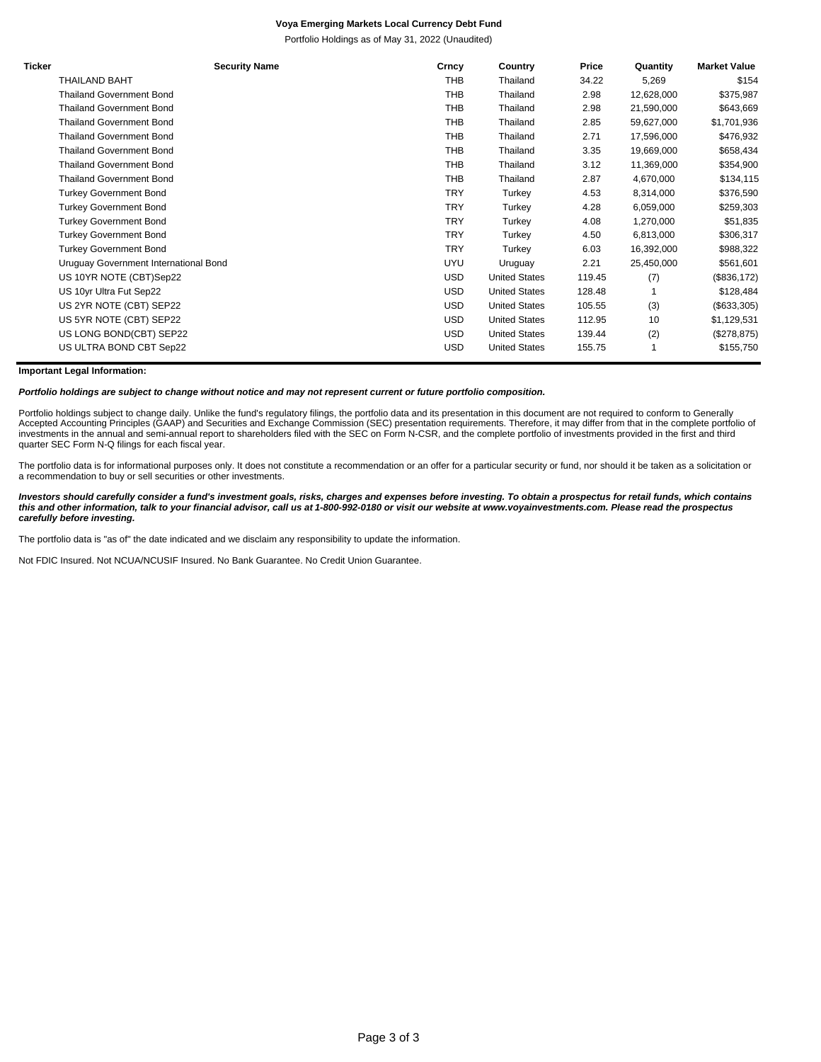**Voya Emerging Markets Local Currency Debt Fund**

Portfolio Holdings as of May 31, 2022 (Unaudited)

| Ticker | Security Name | Crncy | Country | Price | Quantity | Market Value |
|---|---|---|---|---|---|---|
| | THAILAND BAHT | THB | Thailand | 34.22 | 5,269 | $154 |
| | Thailand Government Bond | THB | Thailand | 2.98 | 12,628,000 | $375,987 |
| | Thailand Government Bond | THB | Thailand | 2.98 | 21,590,000 | $643,669 |
| | Thailand Government Bond | THB | Thailand | 2.85 | 59,627,000 | $1,701,936 |
| | Thailand Government Bond | THB | Thailand | 2.71 | 17,596,000 | $476,932 |
| | Thailand Government Bond | THB | Thailand | 3.35 | 19,669,000 | $658,434 |
| | Thailand Government Bond | THB | Thailand | 3.12 | 11,369,000 | $354,900 |
| | Thailand Government Bond | THB | Thailand | 2.87 | 4,670,000 | $134,115 |
| | Turkey Government Bond | TRY | Turkey | 4.53 | 8,314,000 | $376,590 |
| | Turkey Government Bond | TRY | Turkey | 4.28 | 6,059,000 | $259,303 |
| | Turkey Government Bond | TRY | Turkey | 4.08 | 1,270,000 | $51,835 |
| | Turkey Government Bond | TRY | Turkey | 4.50 | 6,813,000 | $306,317 |
| | Turkey Government Bond | TRY | Turkey | 6.03 | 16,392,000 | $988,322 |
| | Uruguay Government International Bond | UYU | Uruguay | 2.21 | 25,450,000 | $561,601 |
| | US 10YR NOTE (CBT)Sep22 | USD | United States | 119.45 | (7) | ($836,172) |
| | US 10yr Ultra Fut Sep22 | USD | United States | 128.48 | 1 | $128,484 |
| | US 2YR NOTE (CBT) SEP22 | USD | United States | 105.55 | (3) | ($633,305) |
| | US 5YR NOTE (CBT) SEP22 | USD | United States | 112.95 | 10 | $1,129,531 |
| | US LONG BOND(CBT) SEP22 | USD | United States | 139.44 | (2) | ($278,875) |
| | US ULTRA BOND CBT Sep22 | USD | United States | 155.75 | 1 | $155,750 |

**Important Legal Information:**

***Portfolio holdings are subject to change without notice and may not represent current or future portfolio composition.***

Portfolio holdings subject to change daily. Unlike the fund's regulatory filings, the portfolio data and its presentation in this document are not required to conform to Generally Accepted Accounting Principles (GAAP) and Securities and Exchange Commission (SEC) presentation requirements. Therefore, it may differ from that in the complete portfolio of investments in the annual and semi-annual report to shareholders filed with the SEC on Form N-CSR, and the complete portfolio of investments provided in the first and third quarter SEC Form N-Q filings for each fiscal year.

The portfolio data is for informational purposes only. It does not constitute a recommendation or an offer for a particular security or fund, nor should it be taken as a solicitation or a recommendation to buy or sell securities or other investments.

***Investors should carefully consider a fund's investment goals, risks, charges and expenses before investing. To obtain a prospectus for retail funds, which contains this and other information, talk to your financial advisor, call us at 1-800-992-0180 or visit our website at www.voyainvestments.com. Please read the prospectus carefully before investing.***

The portfolio data is "as of" the date indicated and we disclaim any responsibility to update the information.

Not FDIC Insured. Not NCUA/NCUSIF Insured. No Bank Guarantee. No Credit Union Guarantee.